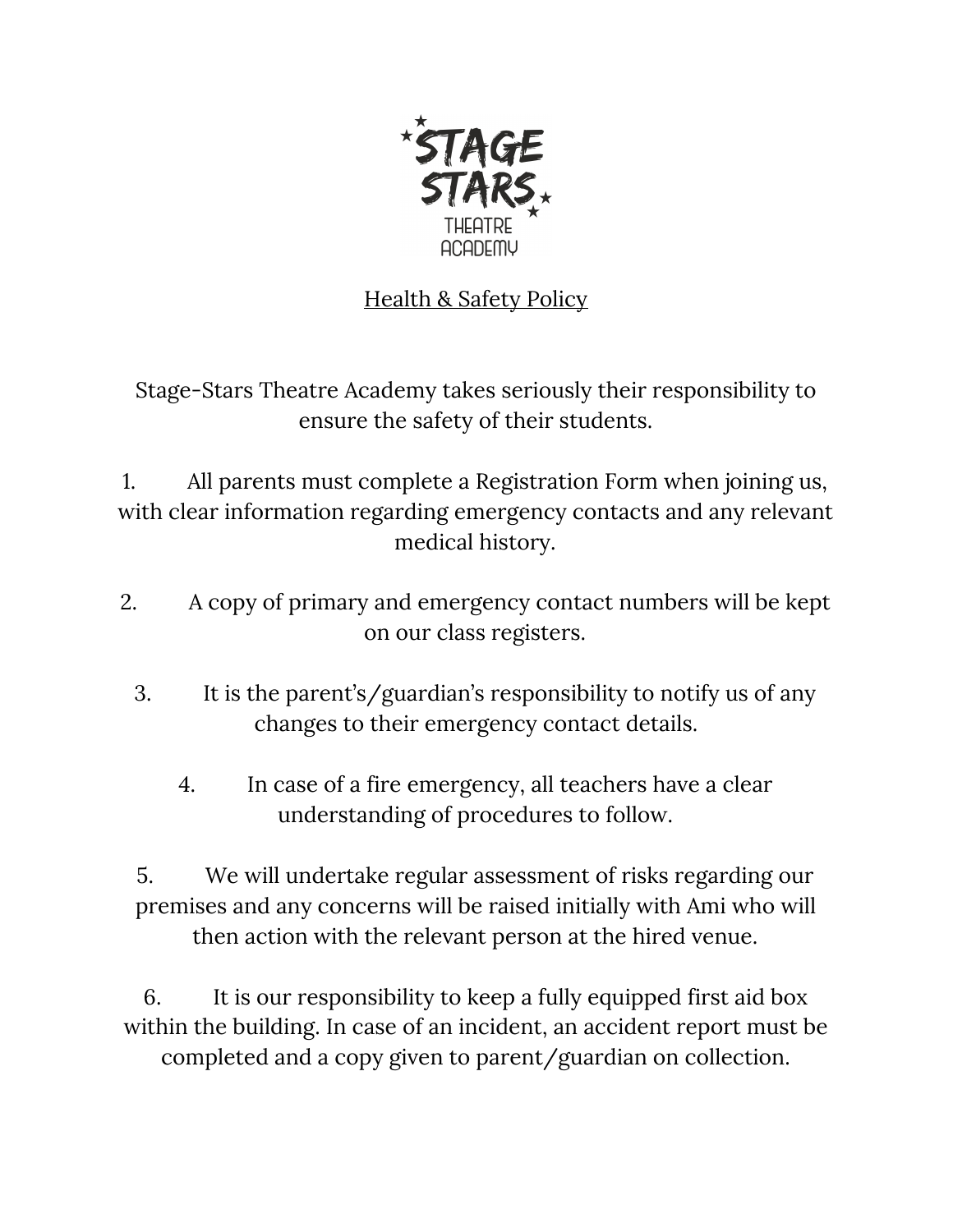STAGE STARS THEATRE ACADEMY

# Health & Safety Policy

Stage-Stars Theatre Academy takes seriously their responsibility to ensure the safety of their students.

1. All parents must complete a Registration Form when joining us, with clear information regarding emergency contacts and any relevant medical history.

2. A copy of primary and emergency contact numbers will be kept on our class registers.

3. It is the parent's/guardian's responsibility to notify us of any changes to their emergency contact details.

4. In case of a fire emergency, all teachers have a clear understanding of procedures to follow.

5. We will undertake regular assessment of risks regarding our premises and any concerns will be raised initially with Ami who will then action with the relevant person at the hired venue.

6. It is our responsibility to keep a fully equipped first aid box within the building. In case of an incident, an accident report must be completed and a copy given to parent/guardian on collection.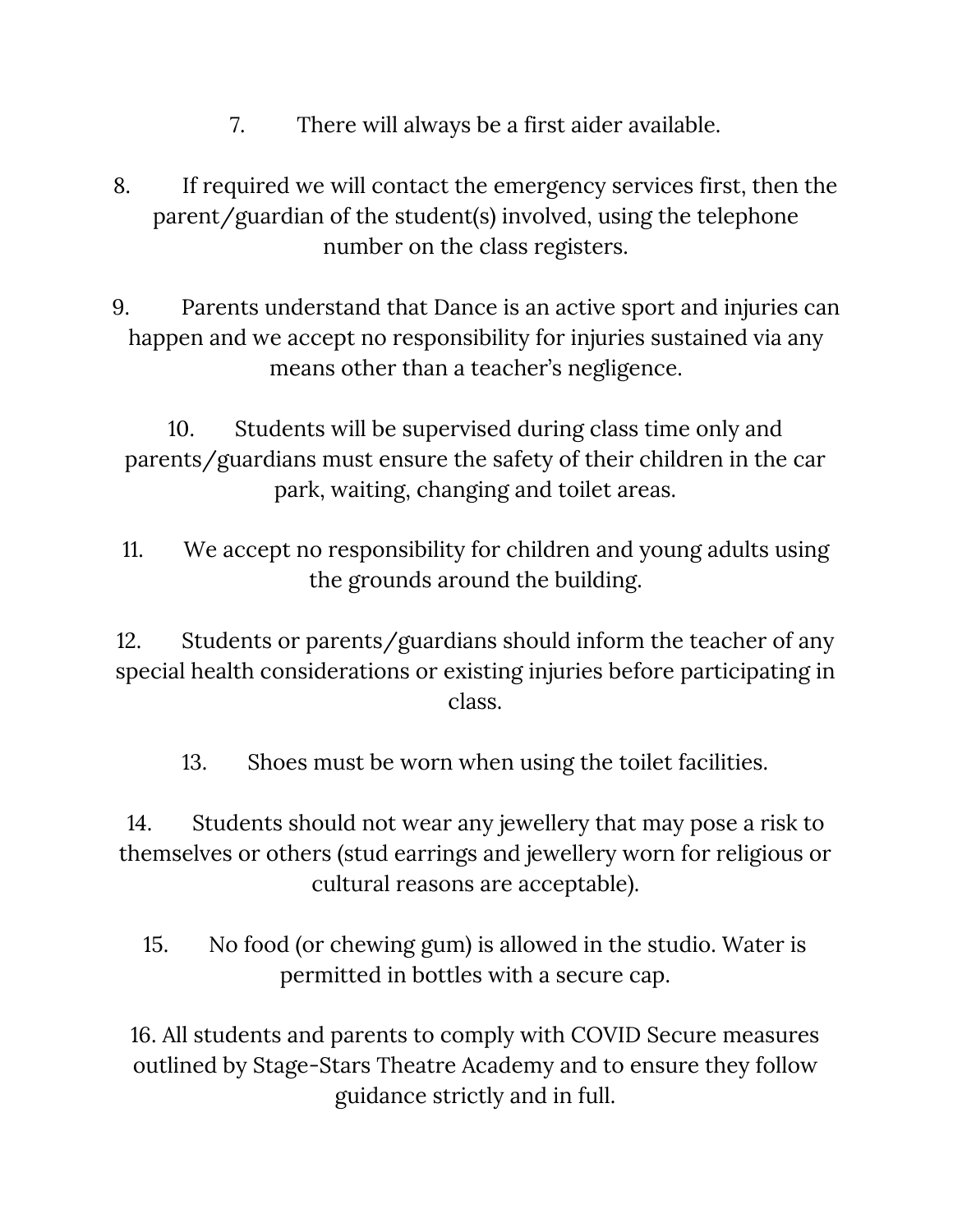7. There will always be a first aider available.

8. If required we will contact the emergency services first, then the parent/guardian of the student(s) involved, using the telephone number on the class registers.

9. Parents understand that Dance is an active sport and injuries can happen and we accept no responsibility for injuries sustained via any means other than a teacher's negligence.

10. Students will be supervised during class time only and parents/guardians must ensure the safety of their children in the car park, waiting, changing and toilet areas.

11. We accept no responsibility for children and young adults using the grounds around the building.

12. Students or parents/guardians should inform the teacher of any special health considerations or existing injuries before participating in class.

13. Shoes must be worn when using the toilet facilities.

14. Students should not wear any jewellery that may pose a risk to themselves or others (stud earrings and jewellery worn for religious or cultural reasons are acceptable).

15. No food (or chewing gum) is allowed in the studio. Water is permitted in bottles with a secure cap.

16. All students and parents to comply with COVID Secure measures outlined by Stage-Stars Theatre Academy and to ensure they follow guidance strictly and in full.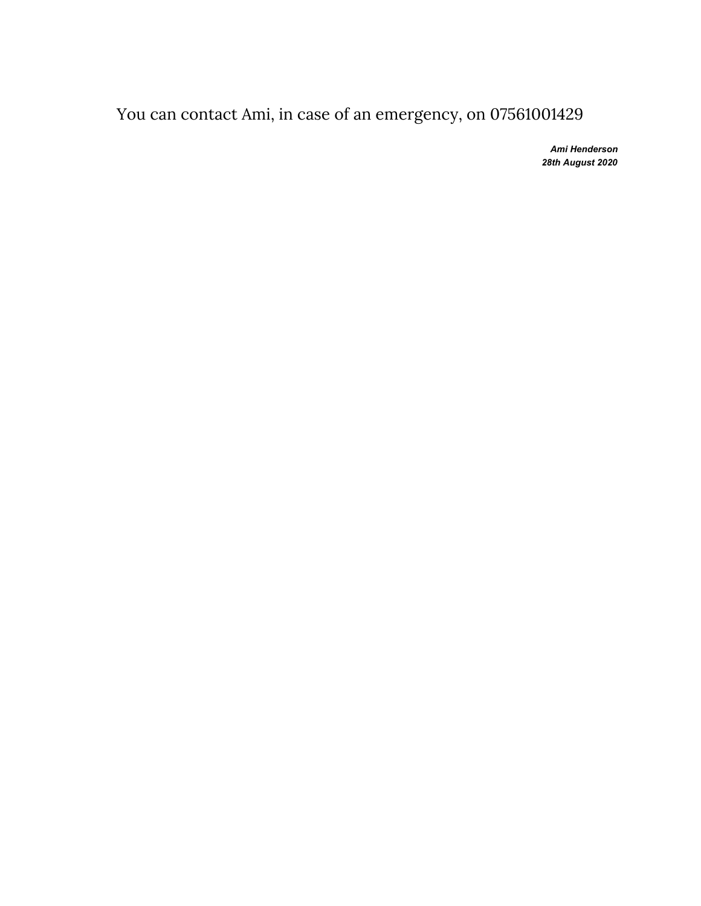You can contact Ami, in case of an emergency, on 07561001429

***Ami Henderson***
***28th August 2020***